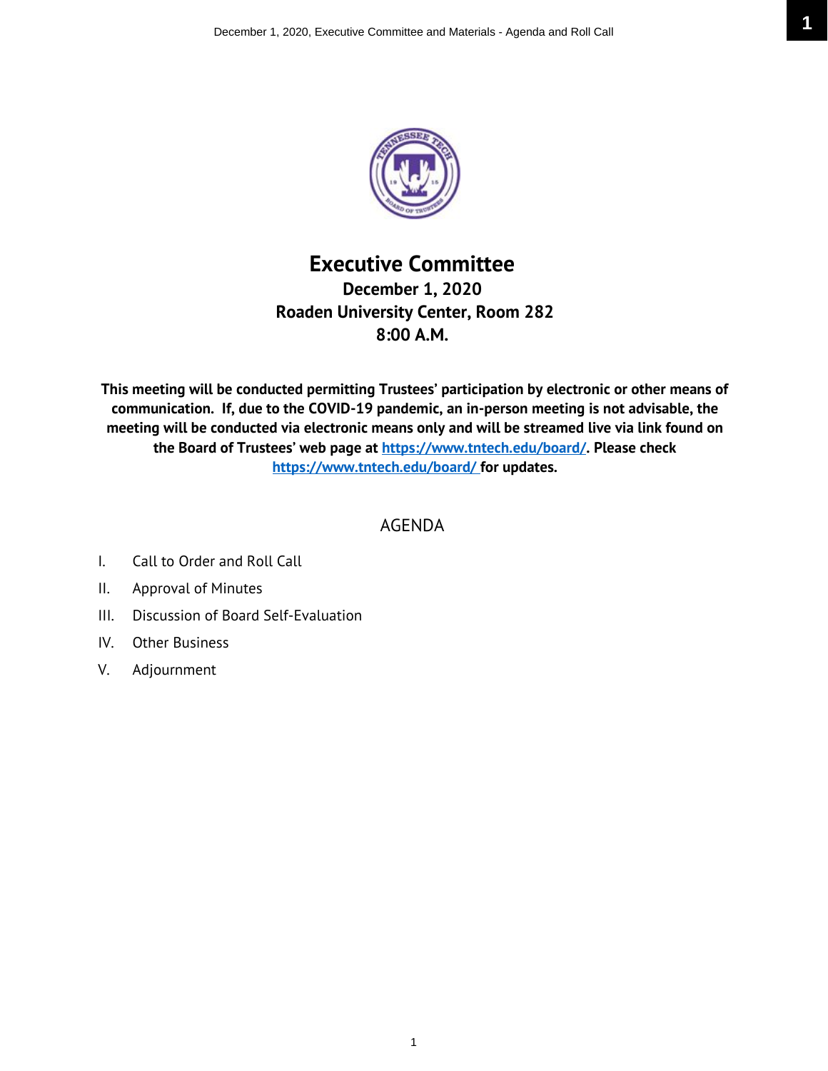# Executive Committee

**December 1, 2020**
**Roaden University Center, Room 282**
**8:00 A.M.**

**This meeting will be conducted permitting Trustees' participation by electronic or other means of communication. If, due to the COVID-19 pandemic, an in-person meeting is not advisable, the meeting will be conducted via electronic means only and will be streamed live via link found on the Board of Trustees' web page at https://www.tntech.edu/board/. Please check https://www.tntech.edu/board/ for updates.**

## AGENDA

I. Call to Order and Roll Call

II. Approval of Minutes

III. Discussion of Board Self-Evaluation

IV. Other Business

V. Adjournment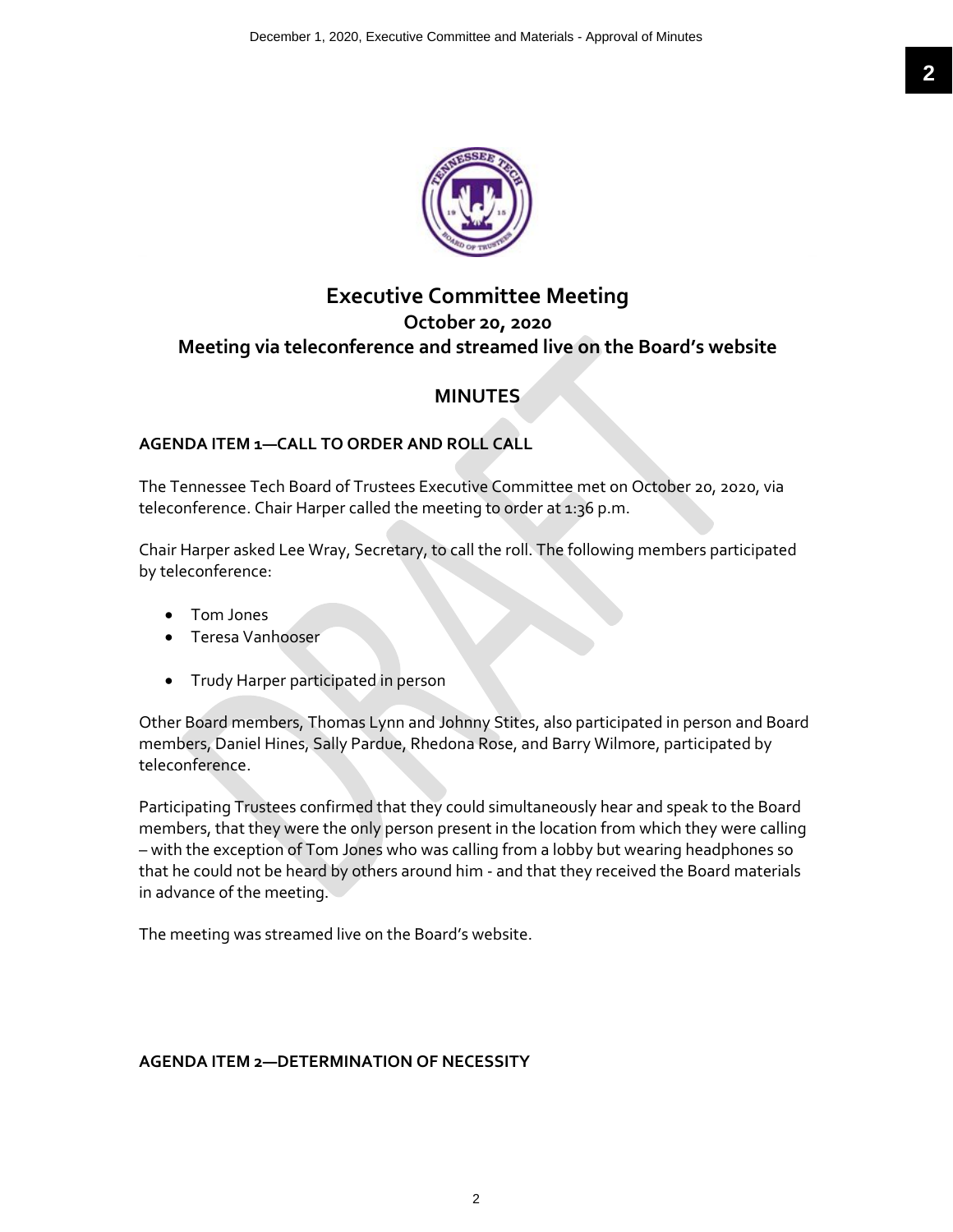## Executive Committee Meeting

### October 20, 2020

### Meeting via teleconference and streamed live on the Board's website

## MINUTES

### AGENDA ITEM 1—CALL TO ORDER AND ROLL CALL

The Tennessee Tech Board of Trustees Executive Committee met on October 20, 2020, via teleconference. Chair Harper called the meeting to order at 1:36 p.m.

Chair Harper asked Lee Wray, Secretary, to call the roll. The following members participated by teleconference:

- Tom Jones
- Teresa Vanhooser

- Trudy Harper participated in person

Other Board members, Thomas Lynn and Johnny Stites, also participated in person and Board members, Daniel Hines, Sally Pardue, Rhedona Rose, and Barry Wilmore, participated by teleconference.

Participating Trustees confirmed that they could simultaneously hear and speak to the Board members, that they were the only person present in the location from which they were calling – with the exception of Tom Jones who was calling from a lobby but wearing headphones so that he could not be heard by others around him - and that they received the Board materials in advance of the meeting.

The meeting was streamed live on the Board's website.

### AGENDA ITEM 2—DETERMINATION OF NECESSITY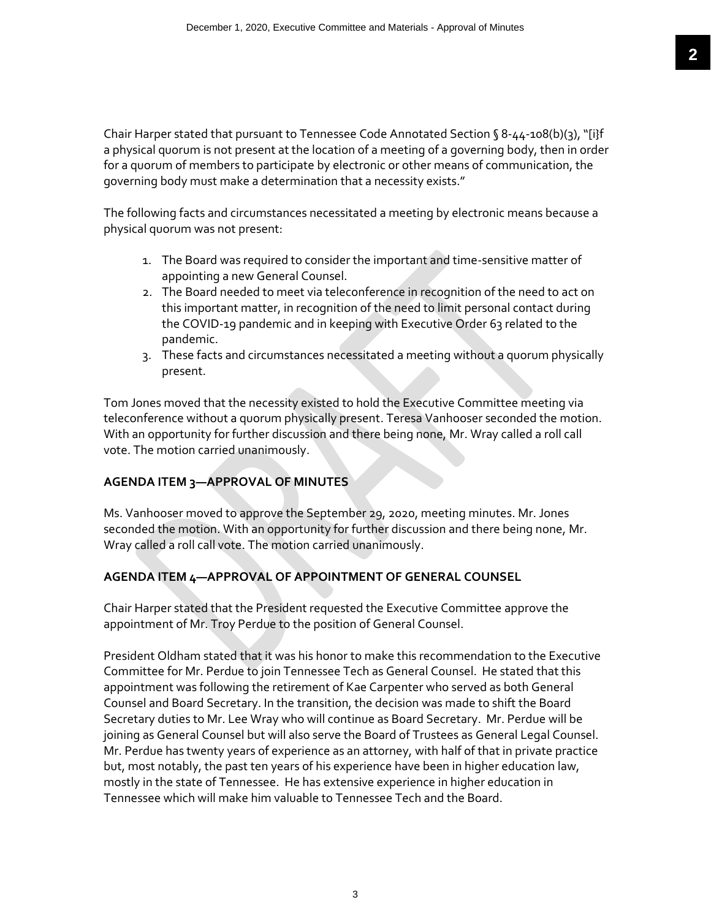Chair Harper stated that pursuant to Tennessee Code Annotated Section § 8-44-108(b)(3), "[i}f a physical quorum is not present at the location of a meeting of a governing body, then in order for a quorum of members to participate by electronic or other means of communication, the governing body must make a determination that a necessity exists."

The following facts and circumstances necessitated a meeting by electronic means because a physical quorum was not present:

1. The Board was required to consider the important and time-sensitive matter of appointing a new General Counsel.
2. The Board needed to meet via teleconference in recognition of the need to act on this important matter, in recognition of the need to limit personal contact during the COVID-19 pandemic and in keeping with Executive Order 63 related to the pandemic.
3. These facts and circumstances necessitated a meeting without a quorum physically present.

Tom Jones moved that the necessity existed to hold the Executive Committee meeting via teleconference without a quorum physically present. Teresa Vanhooser seconded the motion. With an opportunity for further discussion and there being none, Mr. Wray called a roll call vote. The motion carried unanimously.

**AGENDA ITEM 3—APPROVAL OF MINUTES**

Ms. Vanhooser moved to approve the September 29, 2020, meeting minutes. Mr. Jones seconded the motion. With an opportunity for further discussion and there being none, Mr. Wray called a roll call vote. The motion carried unanimously.

**AGENDA ITEM 4—APPROVAL OF APPOINTMENT OF GENERAL COUNSEL**

Chair Harper stated that the President requested the Executive Committee approve the appointment of Mr. Troy Perdue to the position of General Counsel.

President Oldham stated that it was his honor to make this recommendation to the Executive Committee for Mr. Perdue to join Tennessee Tech as General Counsel. He stated that this appointment was following the retirement of Kae Carpenter who served as both General Counsel and Board Secretary. In the transition, the decision was made to shift the Board Secretary duties to Mr. Lee Wray who will continue as Board Secretary. Mr. Perdue will be joining as General Counsel but will also serve the Board of Trustees as General Legal Counsel. Mr. Perdue has twenty years of experience as an attorney, with half of that in private practice but, most notably, the past ten years of his experience have been in higher education law, mostly in the state of Tennessee. He has extensive experience in higher education in Tennessee which will make him valuable to Tennessee Tech and the Board.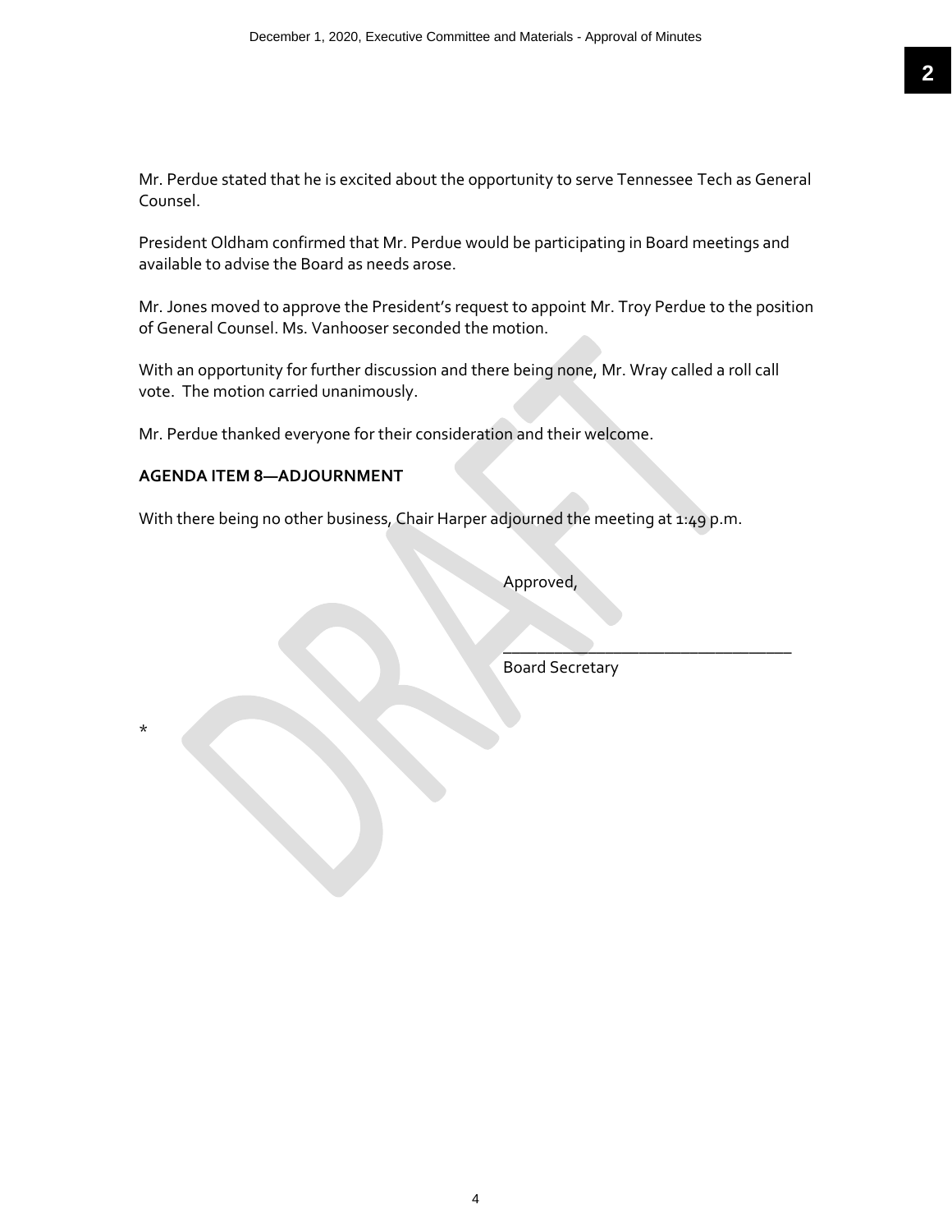Mr. Perdue stated that he is excited about the opportunity to serve Tennessee Tech as General Counsel.

President Oldham confirmed that Mr. Perdue would be participating in Board meetings and available to advise the Board as needs arose.

Mr. Jones moved to approve the President's request to appoint Mr. Troy Perdue to the position of General Counsel. Ms. Vanhooser seconded the motion.

With an opportunity for further discussion and there being none, Mr. Wray called a roll call vote. The motion carried unanimously.

Mr. Perdue thanked everyone for their consideration and their welcome.

**AGENDA ITEM 8—ADJOURNMENT**

With there being no other business, Chair Harper adjourned the meeting at 1:49 p.m.

Approved,

_________________________________

Board Secretary

*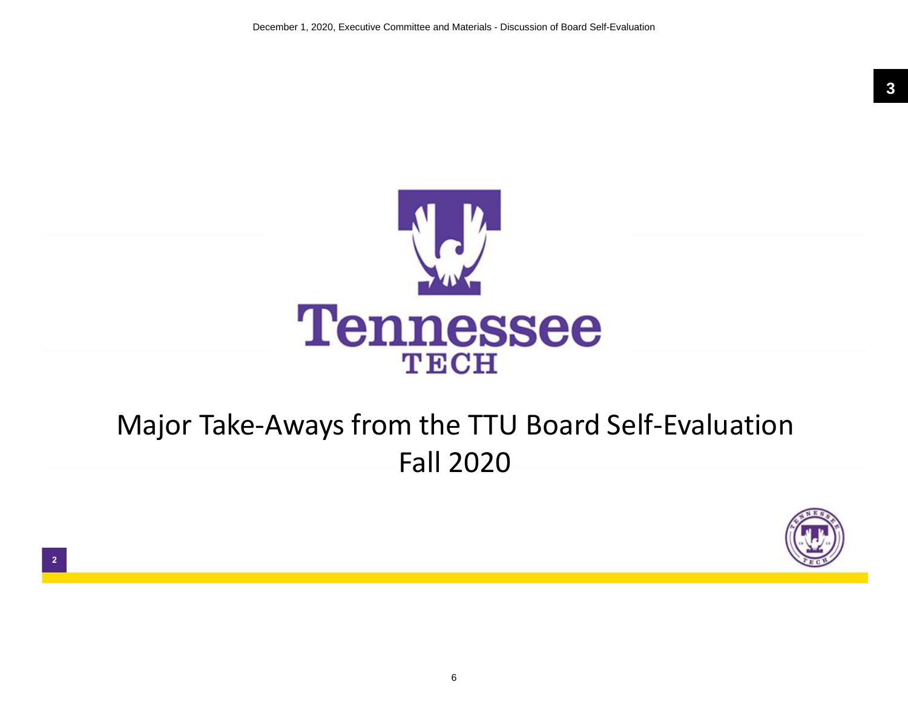# Major Take-Aways from the TTU Board Self-Evaluation

## Fall 2020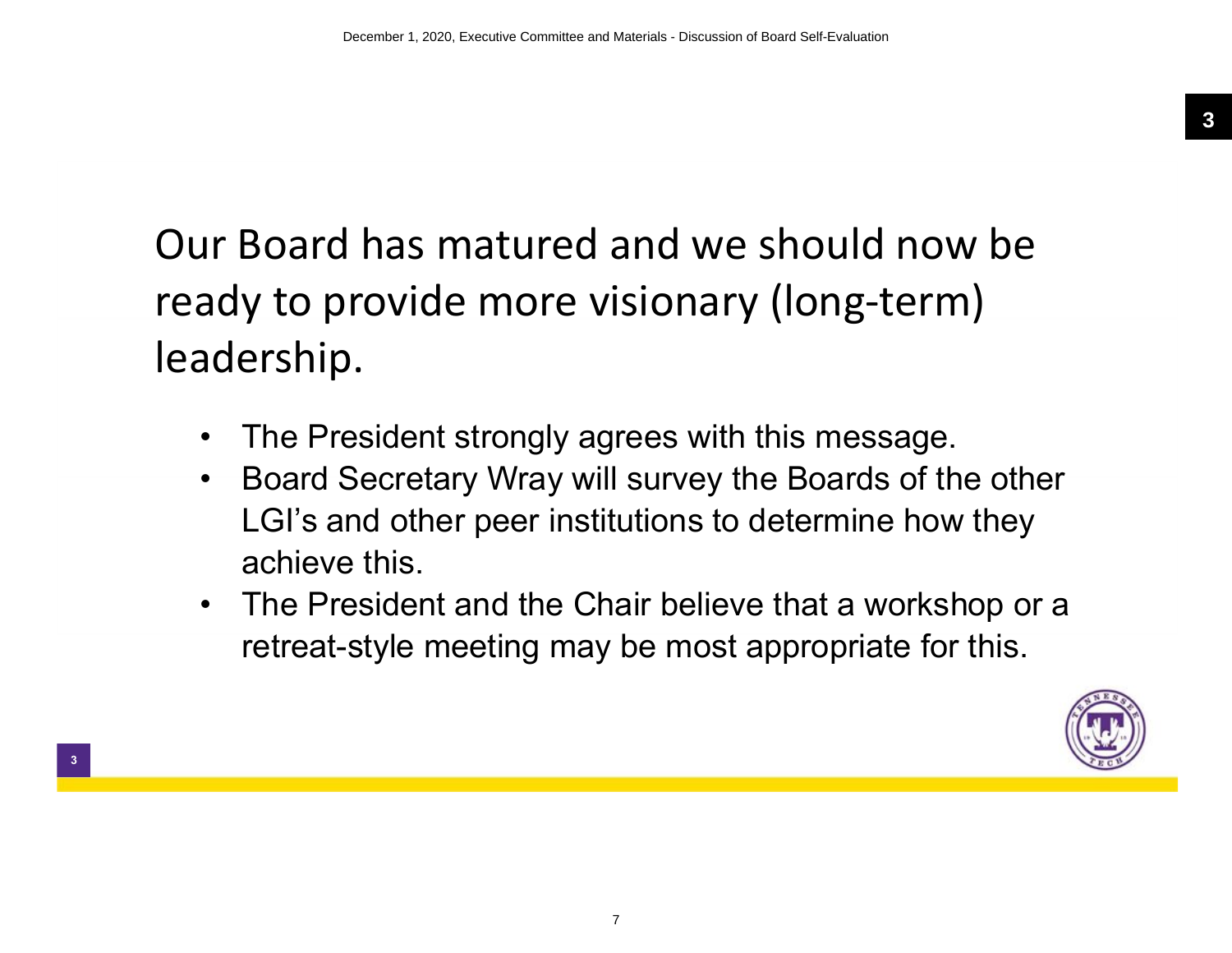Our Board has matured and we should now be ready to provide more visionary (long-term) leadership.

- The President strongly agrees with this message.
- Board Secretary Wray will survey the Boards of the other LGI's and other peer institutions to determine how they achieve this.
- The President and the Chair believe that a workshop or a retreat-style meeting may be most appropriate for this.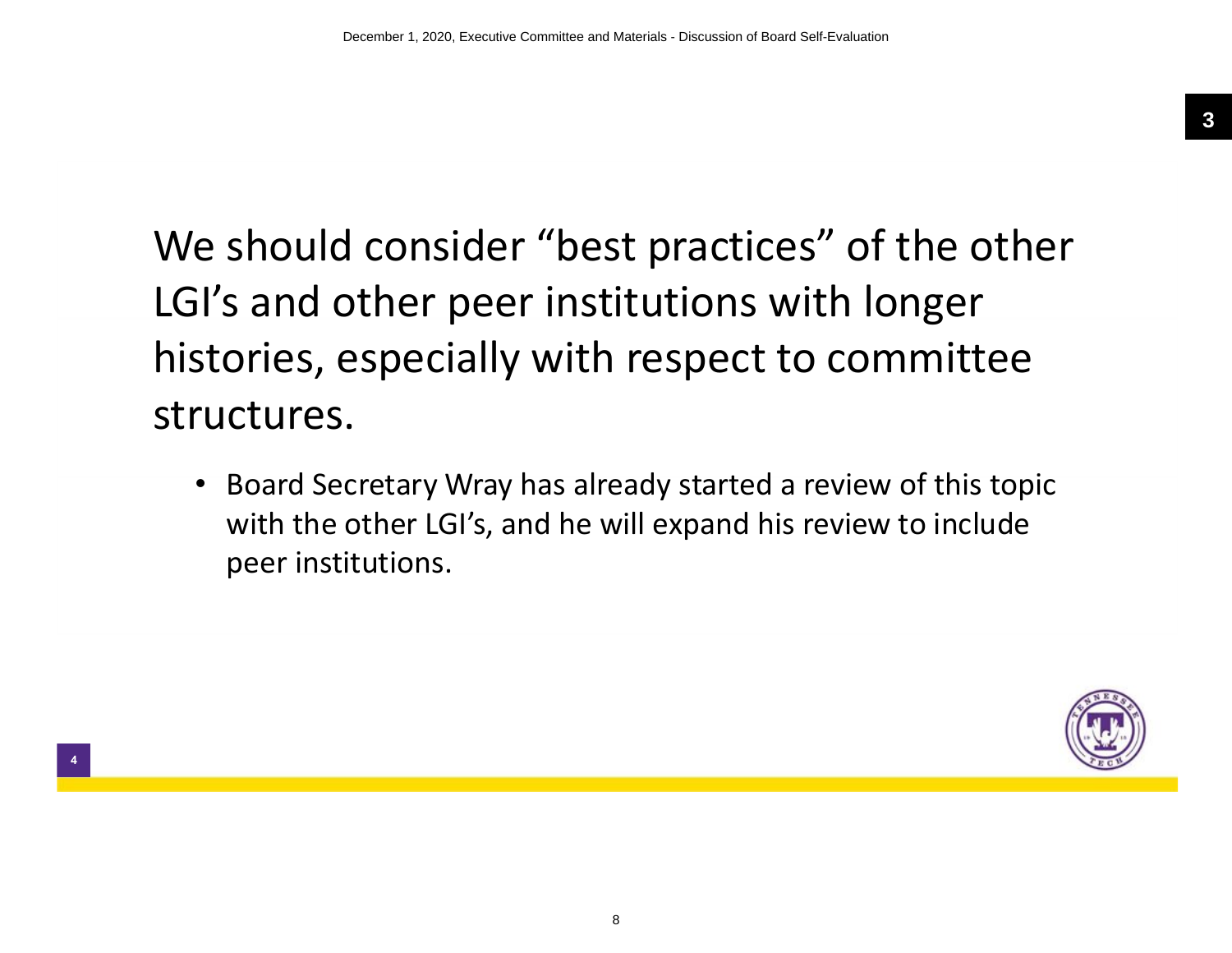We should consider “best practices” of the other LGI’s and other peer institutions with longer histories, especially with respect to committee structures.

- Board Secretary Wray has already started a review of this topic with the other LGI’s, and he will expand his review to include peer institutions.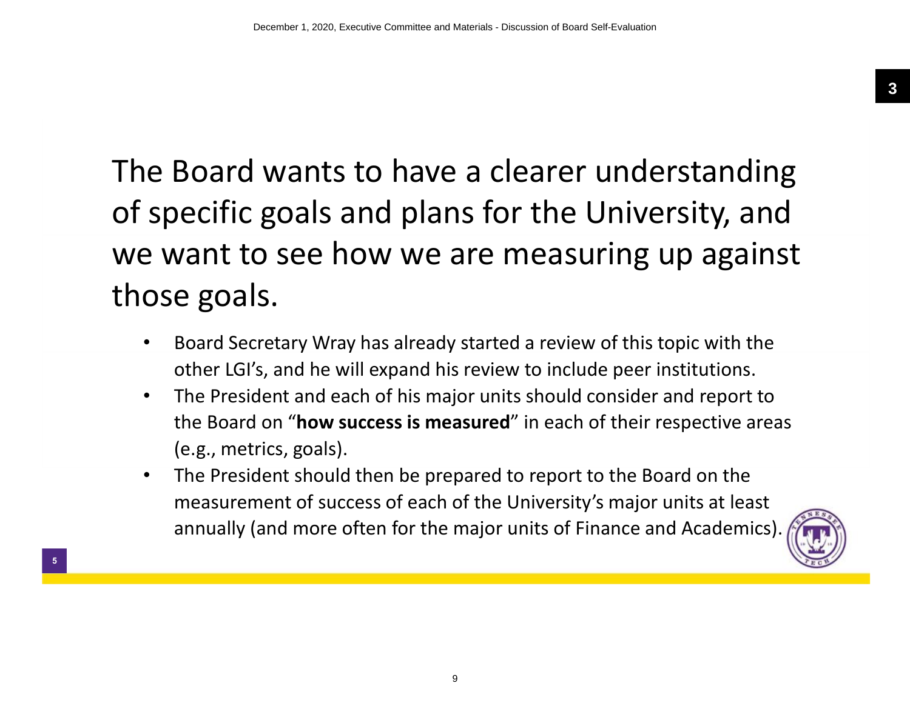# The Board wants to have a clearer understanding of specific goals and plans for the University, and we want to see how we are measuring up against those goals.

- Board Secretary Wray has already started a review of this topic with the other LGI's, and he will expand his review to include peer institutions.
- The President and each of his major units should consider and report to the Board on "**how success is measured**" in each of their respective areas (e.g., metrics, goals).
- The President should then be prepared to report to the Board on the measurement of success of each of the University's major units at least annually (and more often for the major units of Finance and Academics).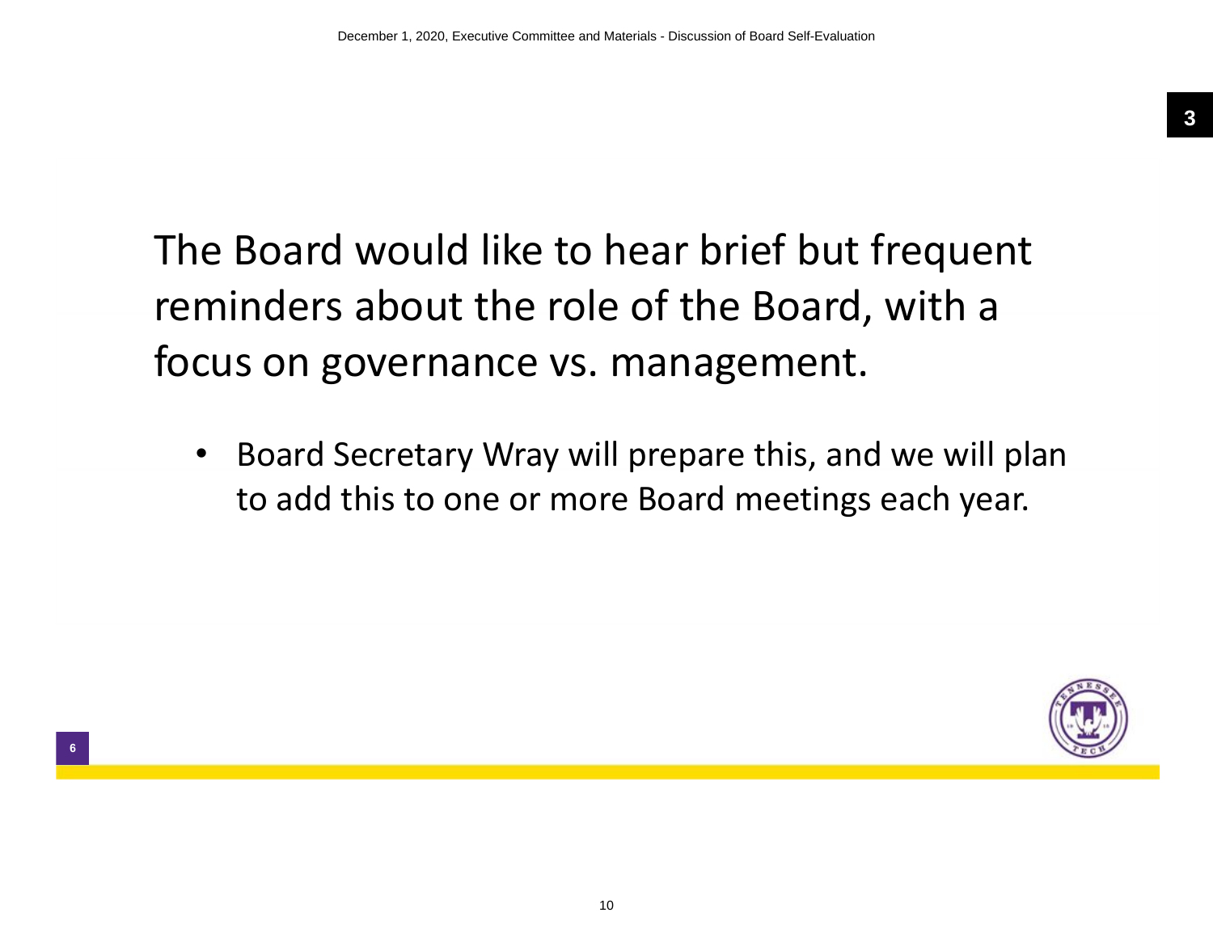The Board would like to hear brief but frequent reminders about the role of the Board, with a focus on governance vs. management.

- Board Secretary Wray will prepare this, and we will plan to add this to one or more Board meetings each year.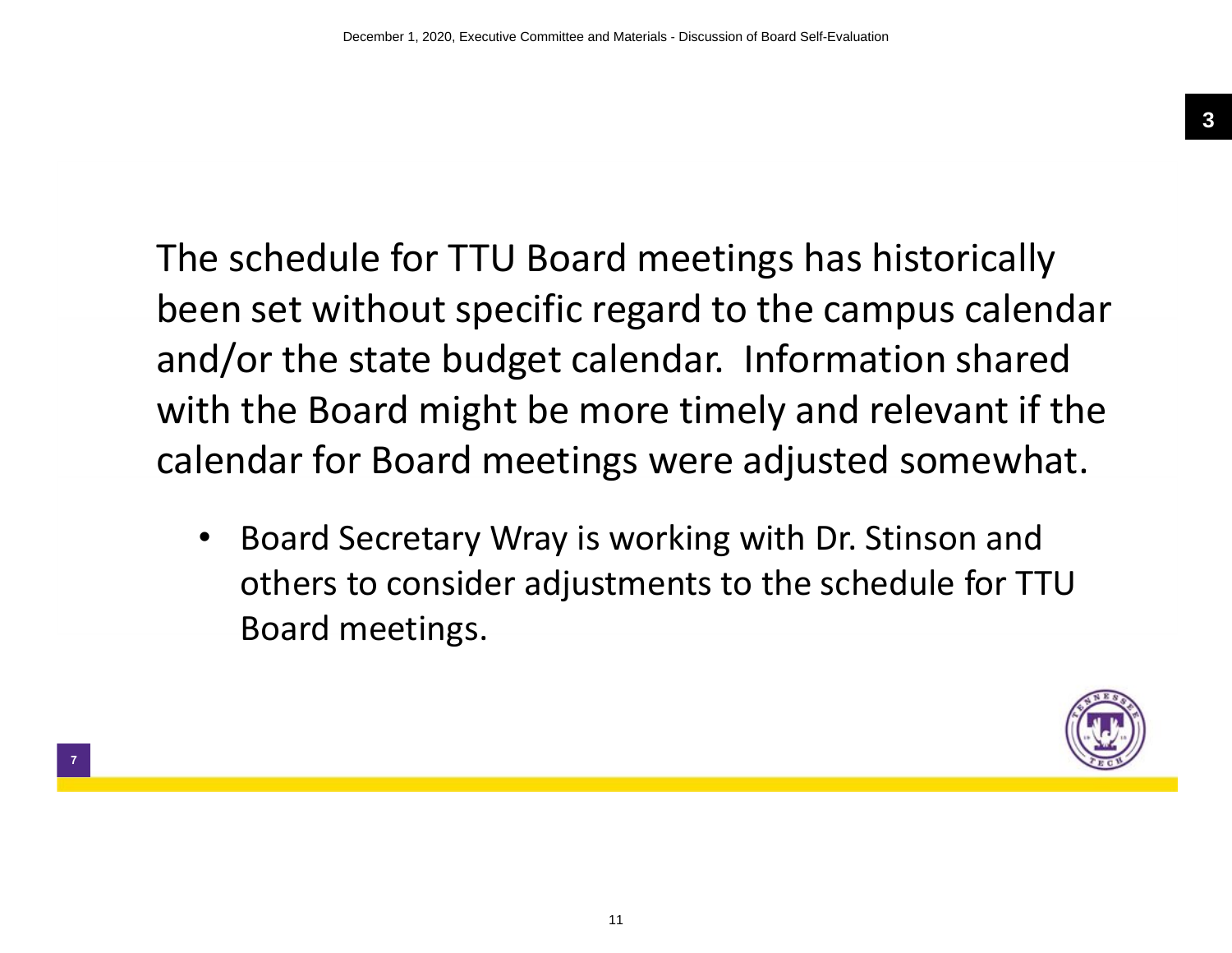The schedule for TTU Board meetings has historically been set without specific regard to the campus calendar and/or the state budget calendar. Information shared with the Board might be more timely and relevant if the calendar for Board meetings were adjusted somewhat.

- Board Secretary Wray is working with Dr. Stinson and others to consider adjustments to the schedule for TTU Board meetings.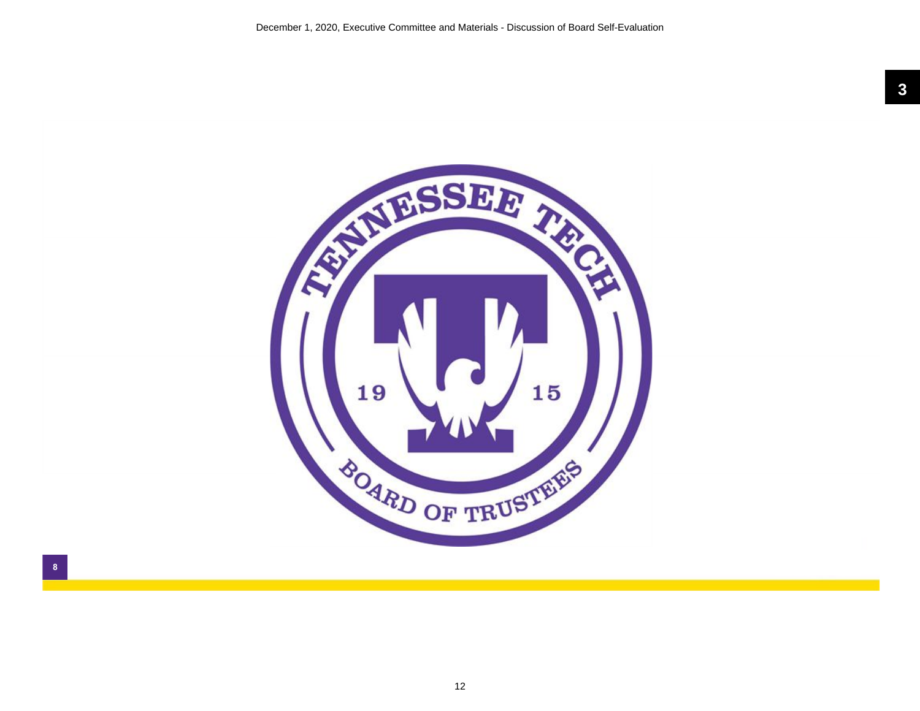TENNESSEE TECH

19 15

BOARD OF TRUSTEES